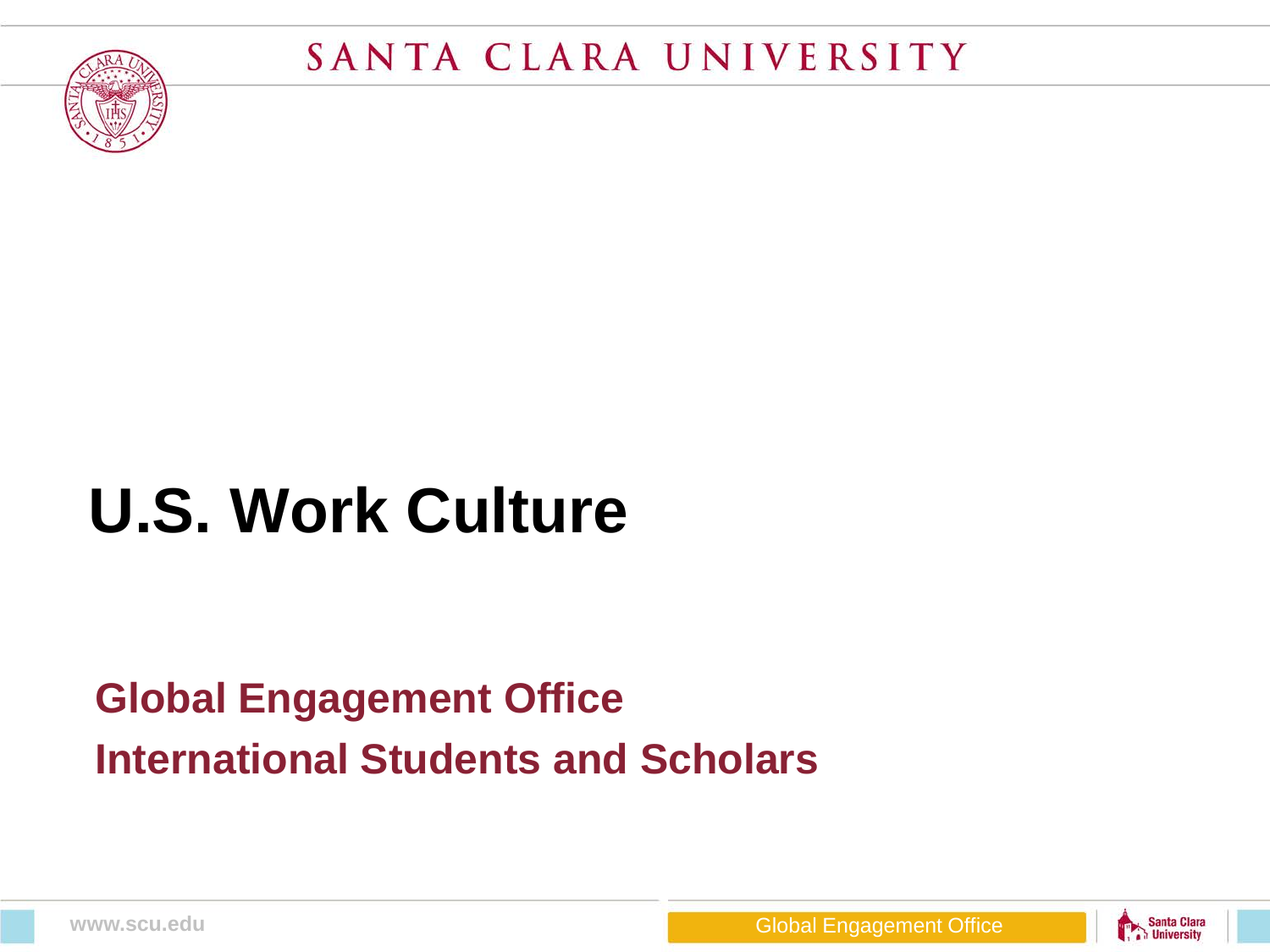# U.S. Work Culture

**Global Engagement Office**

**International Students and Scholars**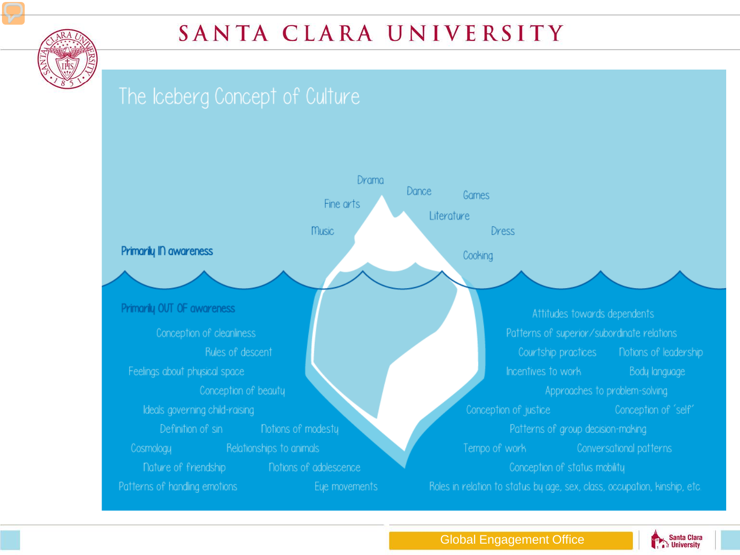# The Iceberg Concept of Culture

**Primarily IN awareness**

- Drama
- Fine arts
- Music
- Dance
- Games
- Literature
- Dress
- Cooking

**Primarily OUT OF awareness**

- Conception of cleanliness
- Rules of descent
- Feelings about physical space
- Conception of beauty
- Ideals governing child-raising
- Definition of sin
- Notions of modesty
- Cosmology
- Relationships to animals
- Nature of friendship
- Notions of adolescence
- Patterns of handling emotions
- Eye movements
- Attitudes towards dependents
- Patterns of superior/subordinate relations
- Courtship practices
- Notions of leadership
- Incentives to work
- Body language
- Approaches to problem-solving
- Conception of justice
- Conception of 'self'
- Patterns of group decision-making
- Tempo of work
- Conversational patterns
- Conception of status mobility
- Roles in relation to status by age, sex, class, occupation, kinship, etc.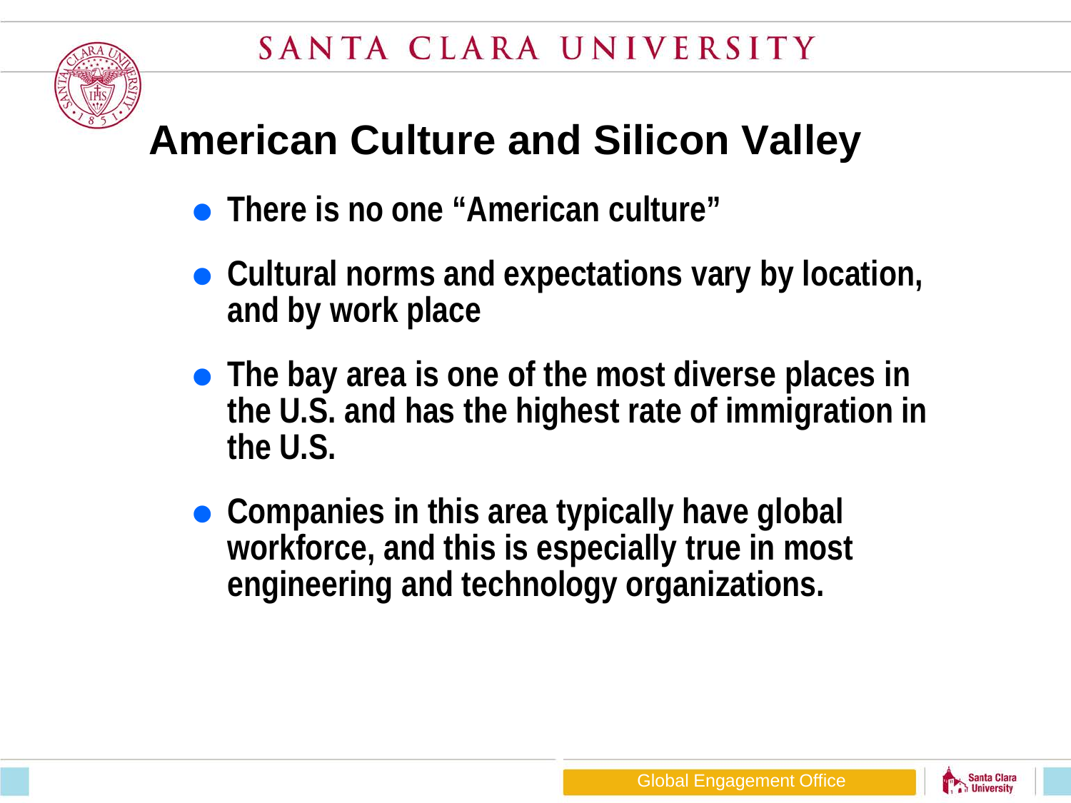# American Culture and Silicon Valley

- There is no one "American culture"
- Cultural norms and expectations vary by location, and by work place
- The bay area is one of the most diverse places in the U.S. and has the highest rate of immigration in the U.S.
- Companies in this area typically have global workforce, and this is especially true in most engineering and technology organizations.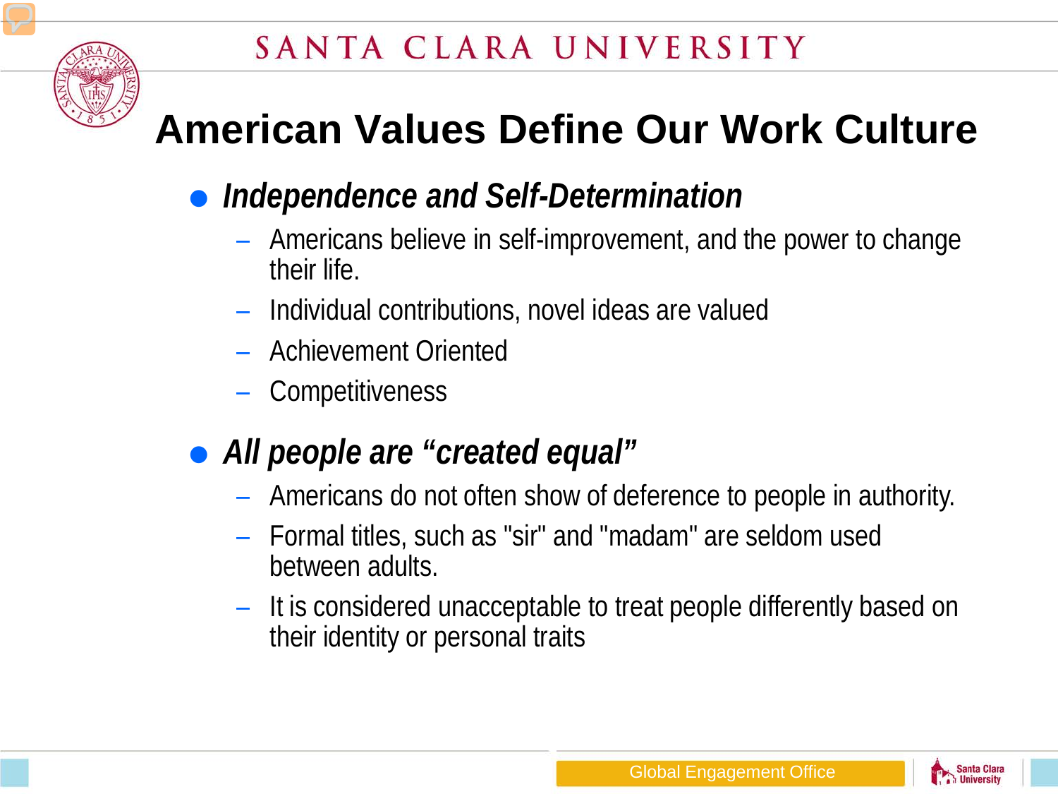# American Values Define Our Work Culture

- ***Independence and Self-Determination***
  - Americans believe in self-improvement, and the power to change their life.
  - Individual contributions, novel ideas are valued
  - Achievement Oriented
  - Competitiveness
- ***All people are "created equal"***
  - Americans do not often show of deference to people in authority.
  - Formal titles, such as "sir" and "madam" are seldom used between adults.
  - It is considered unacceptable to treat people differently based on their identity or personal traits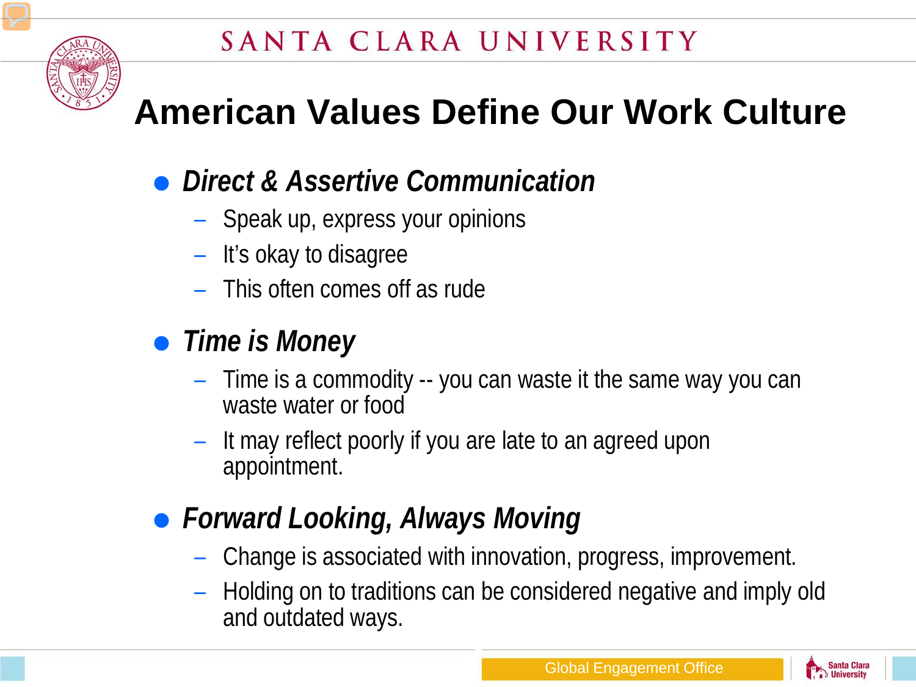# American Values Define Our Work Culture

- ***Direct & Assertive Communication***
  - Speak up, express your opinions
  - It's okay to disagree
  - This often comes off as rude
- ***Time is Money***
  - Time is a commodity -- you can waste it the same way you can waste water or food
  - It may reflect poorly if you are late to an agreed upon appointment.
- ***Forward Looking, Always Moving***
  - Change is associated with innovation, progress, improvement.
  - Holding on to traditions can be considered negative and imply old and outdated ways.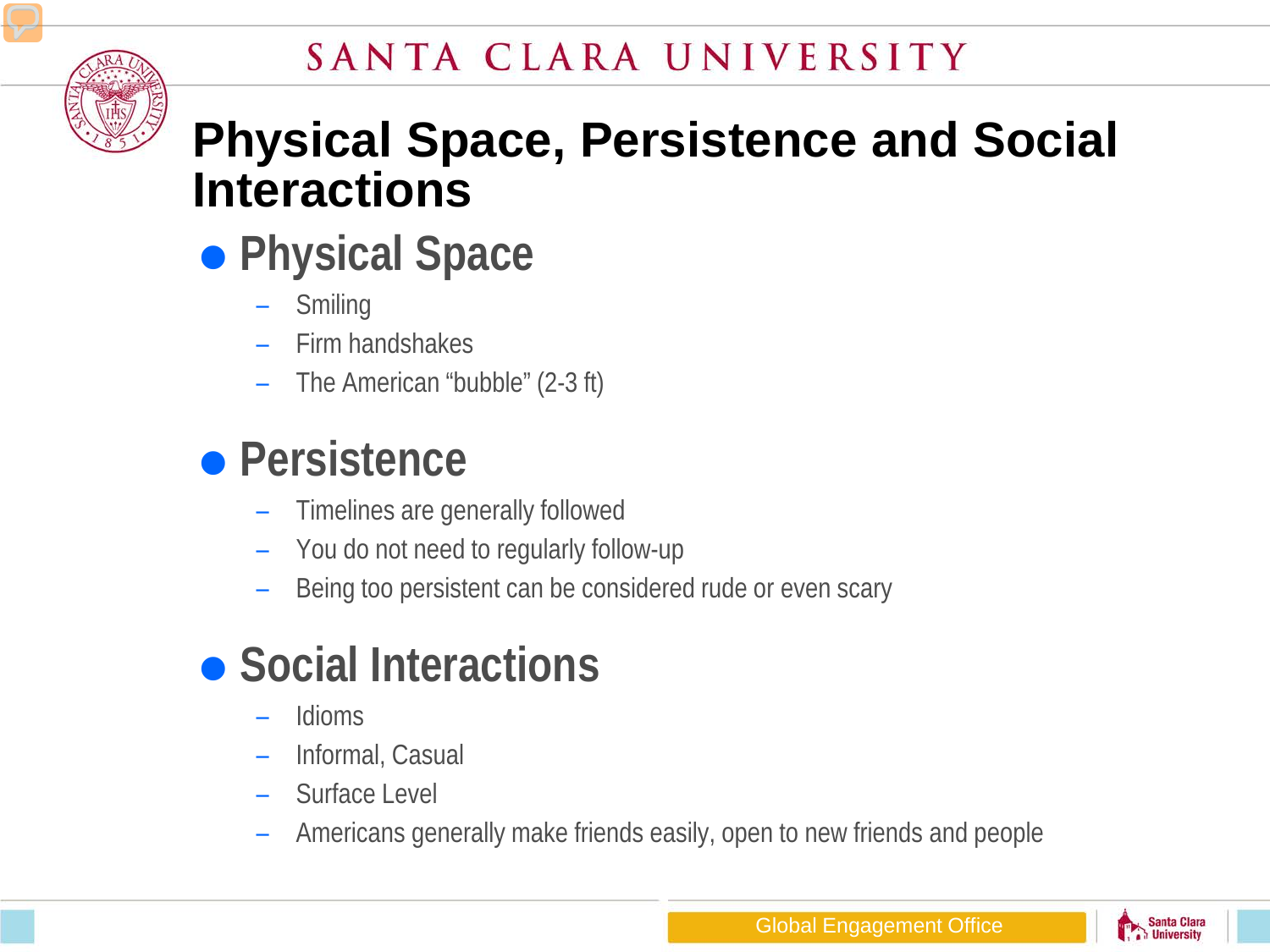# Physical Space, Persistence and Social Interactions

## Physical Space

- Smiling
- Firm handshakes
- The American “bubble” (2-3 ft)

## Persistence

- Timelines are generally followed
- You do not need to regularly follow-up
- Being too persistent can be considered rude or even scary

## Social Interactions

- Idioms
- Informal, Casual
- Surface Level
- Americans generally make friends easily, open to new friends and people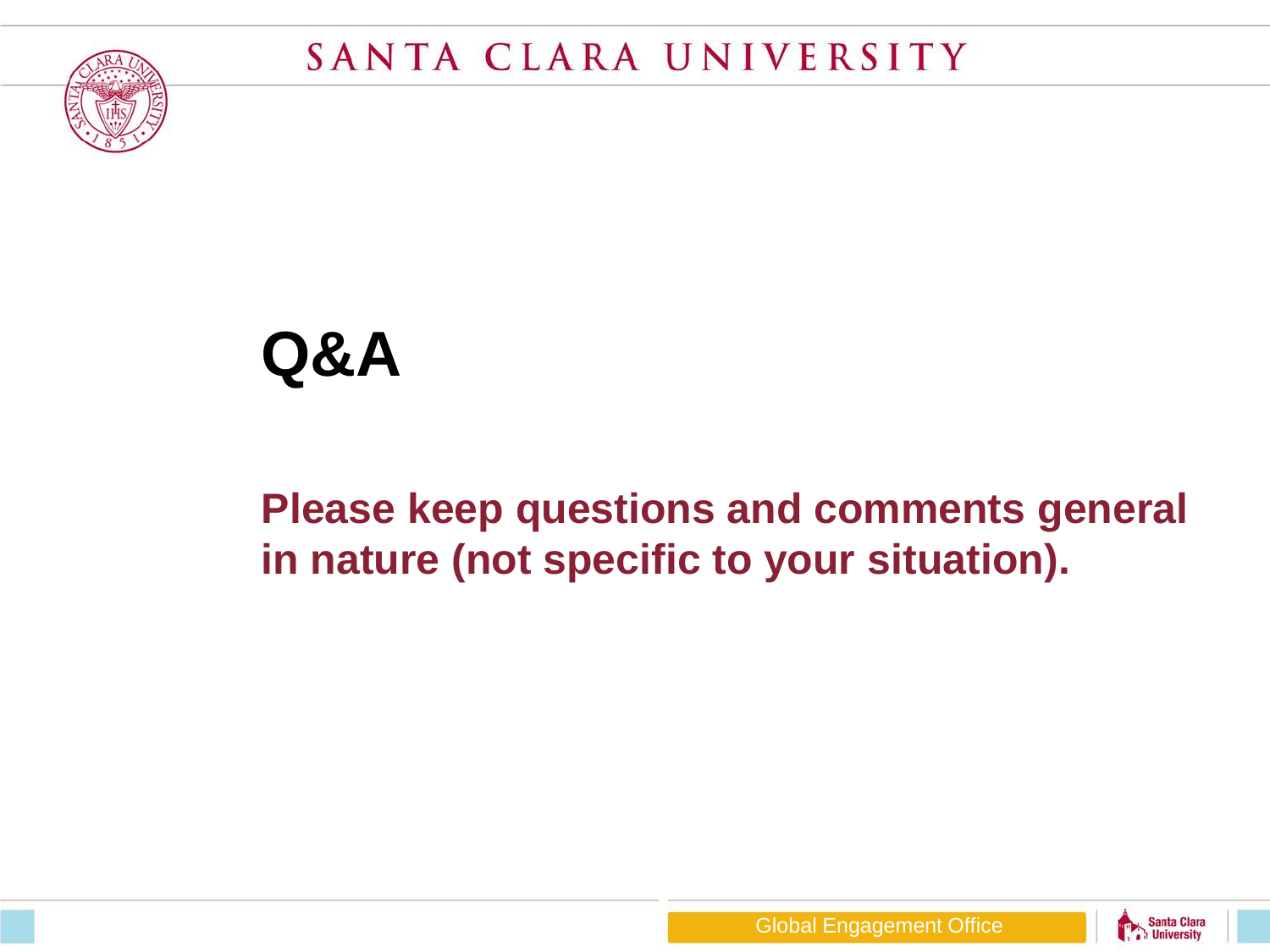# Q&A

**Please keep questions and comments general in nature (not specific to your situation).**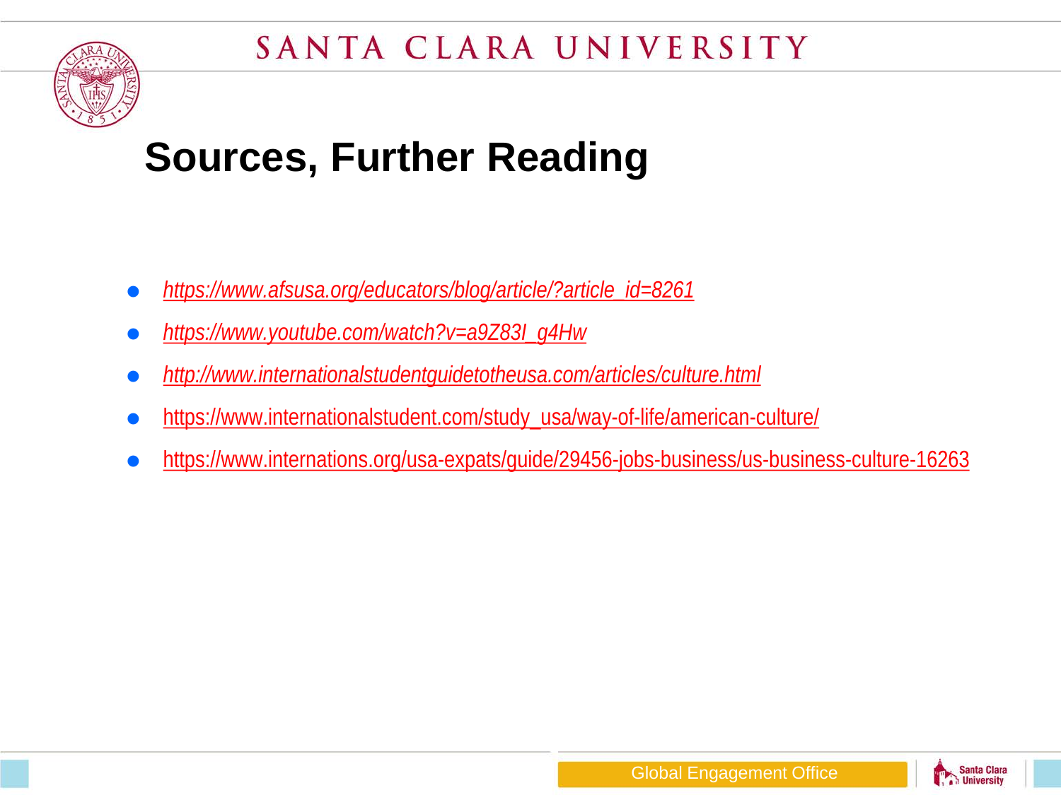# Sources, Further Reading

- *https://www.afsusa.org/educators/blog/article/?article_id=8261*
- *https://www.youtube.com/watch?v=a9Z83I_g4Hw*
- *http://www.internationalstudentguidetotheusa.com/articles/culture.html*
- https://www.internationalstudent.com/study_usa/way-of-life/american-culture/
- https://www.internations.org/usa-expats/guide/29456-jobs-business/us-business-culture-16263